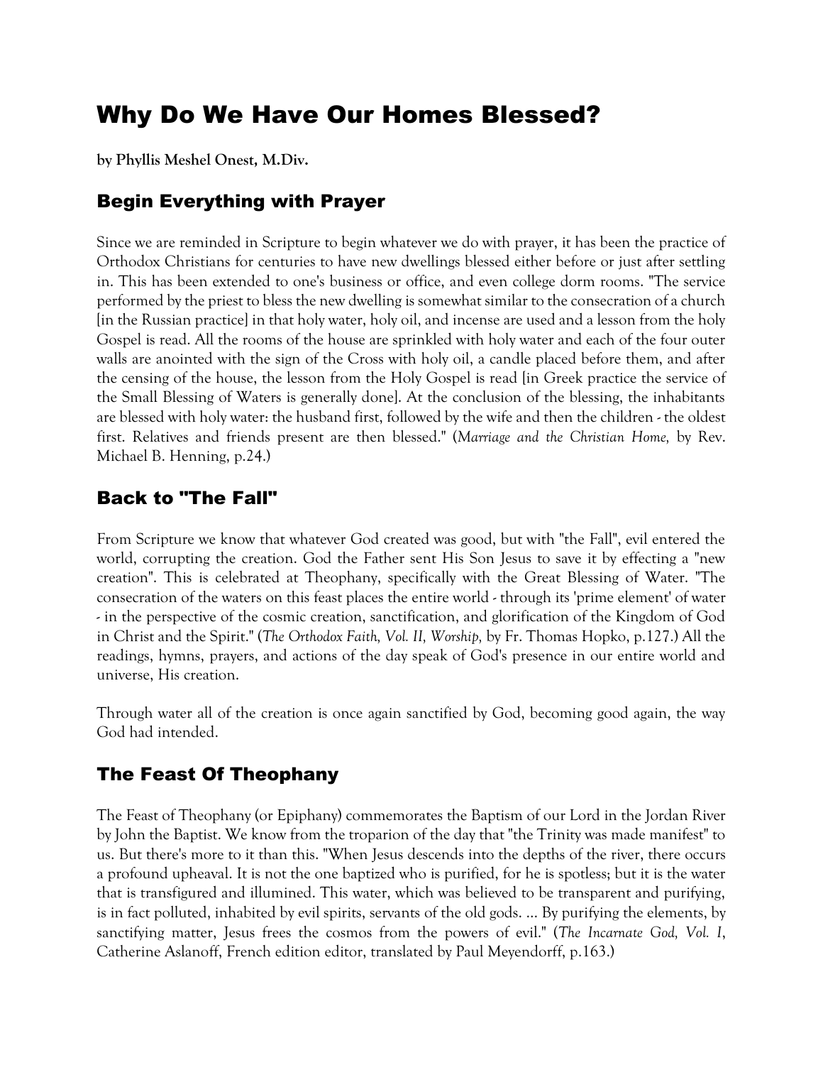# Why Do We Have Our Homes Blessed?

**by Phyllis Meshel Onest, M.Div.**

## Begin Everything with Prayer

Since we are reminded in Scripture to begin whatever we do with prayer, it has been the practice of Orthodox Christians for centuries to have new dwellings blessed either before or just after settling in. This has been extended to one's business or office, and even college dorm rooms. "The service performed by the priest to bless the new dwelling is somewhat similar to the consecration of a church [in the Russian practice] in that holy water, holy oil, and incense are used and a lesson from the holy Gospel is read. All the rooms of the house are sprinkled with holy water and each of the four outer walls are anointed with the sign of the Cross with holy oil, a candle placed before them, and after the censing of the house, the lesson from the Holy Gospel is read [in Greek practice the service of the Small Blessing of Waters is generally done]. At the conclusion of the blessing, the inhabitants are blessed with holy water: the husband first, followed by the wife and then the children - the oldest first. Relatives and friends present are then blessed." (*Marriage and the Christian Home,* by Rev. Michael B. Henning, p.24.)

## Back to "The Fall"

From Scripture we know that whatever God created was good, but with "the Fall", evil entered the world, corrupting the creation. God the Father sent His Son Jesus to save it by effecting a "new creation". This is celebrated at Theophany, specifically with the Great Blessing of Water. "The consecration of the waters on this feast places the entire world - through its 'prime element' of water - in the perspective of the cosmic creation, sanctification, and glorification of the Kingdom of God in Christ and the Spirit." (*The Orthodox Faith, Vol. II, Worship,* by Fr. Thomas Hopko, p.127.) All the readings, hymns, prayers, and actions of the day speak of God's presence in our entire world and universe, His creation.

Through water all of the creation is once again sanctified by God, becoming good again, the way God had intended.

## The Feast Of Theophany

The Feast of Theophany (or Epiphany) commemorates the Baptism of our Lord in the Jordan River by John the Baptist. We know from the troparion of the day that "the Trinity was made manifest" to us. But there's more to it than this. "When Jesus descends into the depths of the river, there occurs a profound upheaval. It is not the one baptized who is purified, for he is spotless; but it is the water that is transfigured and illumined. This water, which was believed to be transparent and purifying, is in fact polluted, inhabited by evil spirits, servants of the old gods. ... By purifying the elements, by sanctifying matter, Jesus frees the cosmos from the powers of evil." (*The Incarnate God, Vol. I*, Catherine Aslanoff, French edition editor, translated by Paul Meyendorff, p.163.)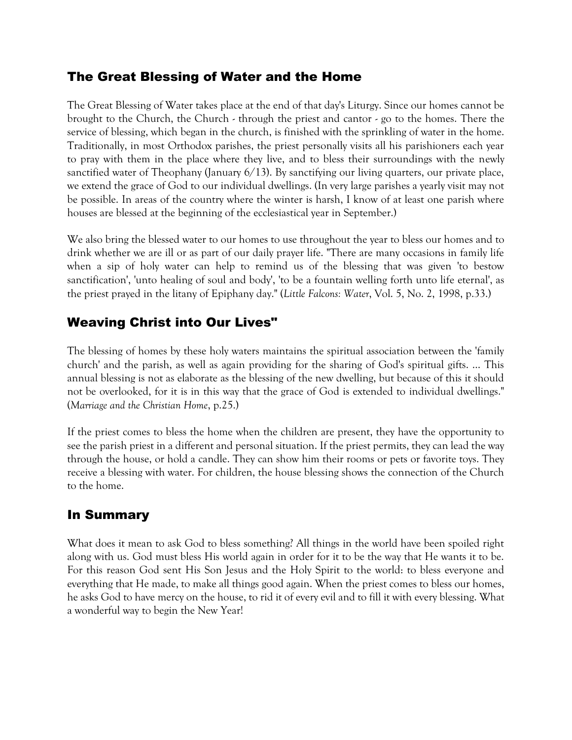## The Great Blessing of Water and the Home

The Great Blessing of Water takes place at the end of that day's Liturgy. Since our homes cannot be brought to the Church, the Church - through the priest and cantor - go to the homes. There the service of blessing, which began in the church, is finished with the sprinkling of water in the home. Traditionally, in most Orthodox parishes, the priest personally visits all his parishioners each year to pray with them in the place where they live, and to bless their surroundings with the newly sanctified water of Theophany (January 6/13). By sanctifying our living quarters, our private place, we extend the grace of God to our individual dwellings. (In very large parishes a yearly visit may not be possible. In areas of the country where the winter is harsh, I know of at least one parish where houses are blessed at the beginning of the ecclesiastical year in September.)

We also bring the blessed water to our homes to use throughout the year to bless our homes and to drink whether we are ill or as part of our daily prayer life. "There are many occasions in family life when a sip of holy water can help to remind us of the blessing that was given 'to bestow sanctification', 'unto healing of soul and body', 'to be a fountain welling forth unto life eternal', as the priest prayed in the litany of Epiphany day." (*Little Falcons: Water*, Vol. 5, No. 2, 1998, p.33.)

## Weaving Christ into Our Lives"

The blessing of homes by these holy waters maintains the spiritual association between the 'family church' and the parish, as well as again providing for the sharing of God's spiritual gifts. ... This annual blessing is not as elaborate as the blessing of the new dwelling, but because of this it should not be overlooked, for it is in this way that the grace of God is extended to individual dwellings." (*Marriage and the Christian Home*, p.25.)

If the priest comes to bless the home when the children are present, they have the opportunity to see the parish priest in a different and personal situation. If the priest permits, they can lead the way through the house, or hold a candle. They can show him their rooms or pets or favorite toys. They receive a blessing with water. For children, the house blessing shows the connection of the Church to the home.

## In Summary

What does it mean to ask God to bless something? All things in the world have been spoiled right along with us. God must bless His world again in order for it to be the way that He wants it to be. For this reason God sent His Son Jesus and the Holy Spirit to the world: to bless everyone and everything that He made, to make all things good again. When the priest comes to bless our homes, he asks God to have mercy on the house, to rid it of every evil and to fill it with every blessing. What a wonderful way to begin the New Year!